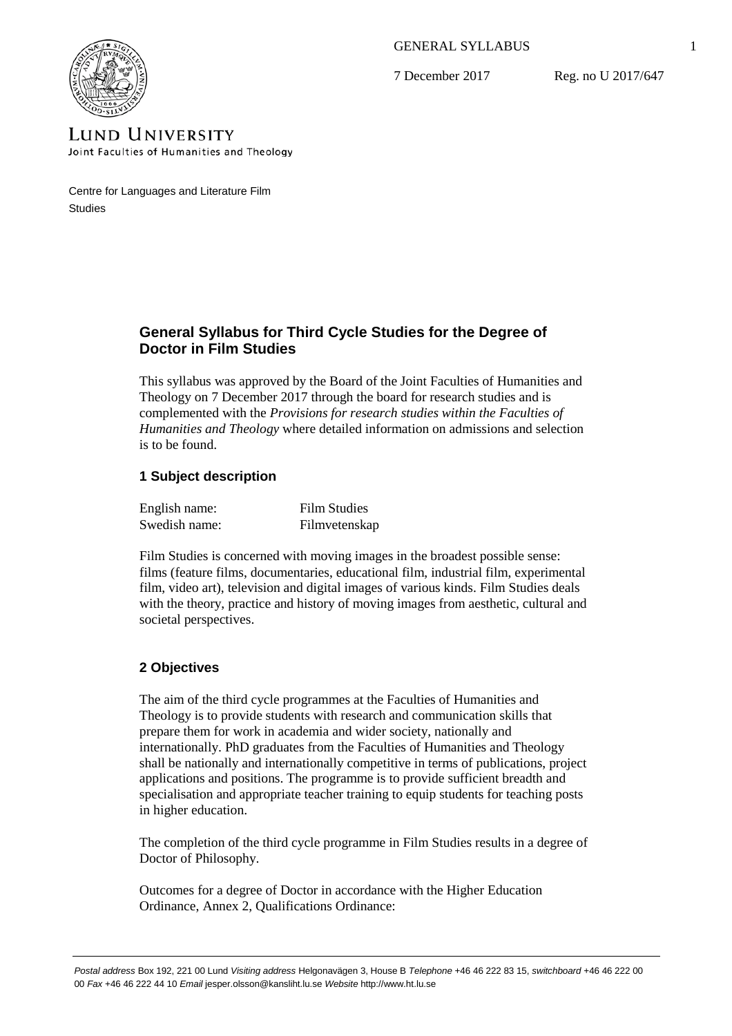GENERAL SYLLABUS

7 December 2017 Reg. no U 2017/647

LUND UNIVERSITY
Joint Faculties of Humanities and Theology

Centre for Languages and Literature Film Studies

# General Syllabus for Third Cycle Studies for the Degree of Doctor in Film Studies

This syllabus was approved by the Board of the Joint Faculties of Humanities and Theology on 7 December 2017 through the board for research studies and is complemented with the *Provisions for research studies within the Faculties of Humanities and Theology* where detailed information on admissions and selection is to be found.

## 1 Subject description

| | |
|---|---|
| English name: | Film Studies |
| Swedish name: | Filmvetenskap |

Film Studies is concerned with moving images in the broadest possible sense: films (feature films, documentaries, educational film, industrial film, experimental film, video art), television and digital images of various kinds. Film Studies deals with the theory, practice and history of moving images from aesthetic, cultural and societal perspectives.

## 2 Objectives

The aim of the third cycle programmes at the Faculties of Humanities and Theology is to provide students with research and communication skills that prepare them for work in academia and wider society, nationally and internationally. PhD graduates from the Faculties of Humanities and Theology shall be nationally and internationally competitive in terms of publications, project applications and positions. The programme is to provide sufficient breadth and specialisation and appropriate teacher training to equip students for teaching posts in higher education.

The completion of the third cycle programme in Film Studies results in a degree of Doctor of Philosophy.

Outcomes for a degree of Doctor in accordance with the Higher Education Ordinance, Annex 2, Qualifications Ordinance:

*Postal address* Box 192, 221 00 Lund *Visiting address* Helgonavägen 3, House B *Telephone* +46 46 222 83 15, *switchboard* +46 46 222 00 00 *Fax* +46 46 222 44 10 *Email* jesper.olsson@kansliht.lu.se *Website* http://www.ht.lu.se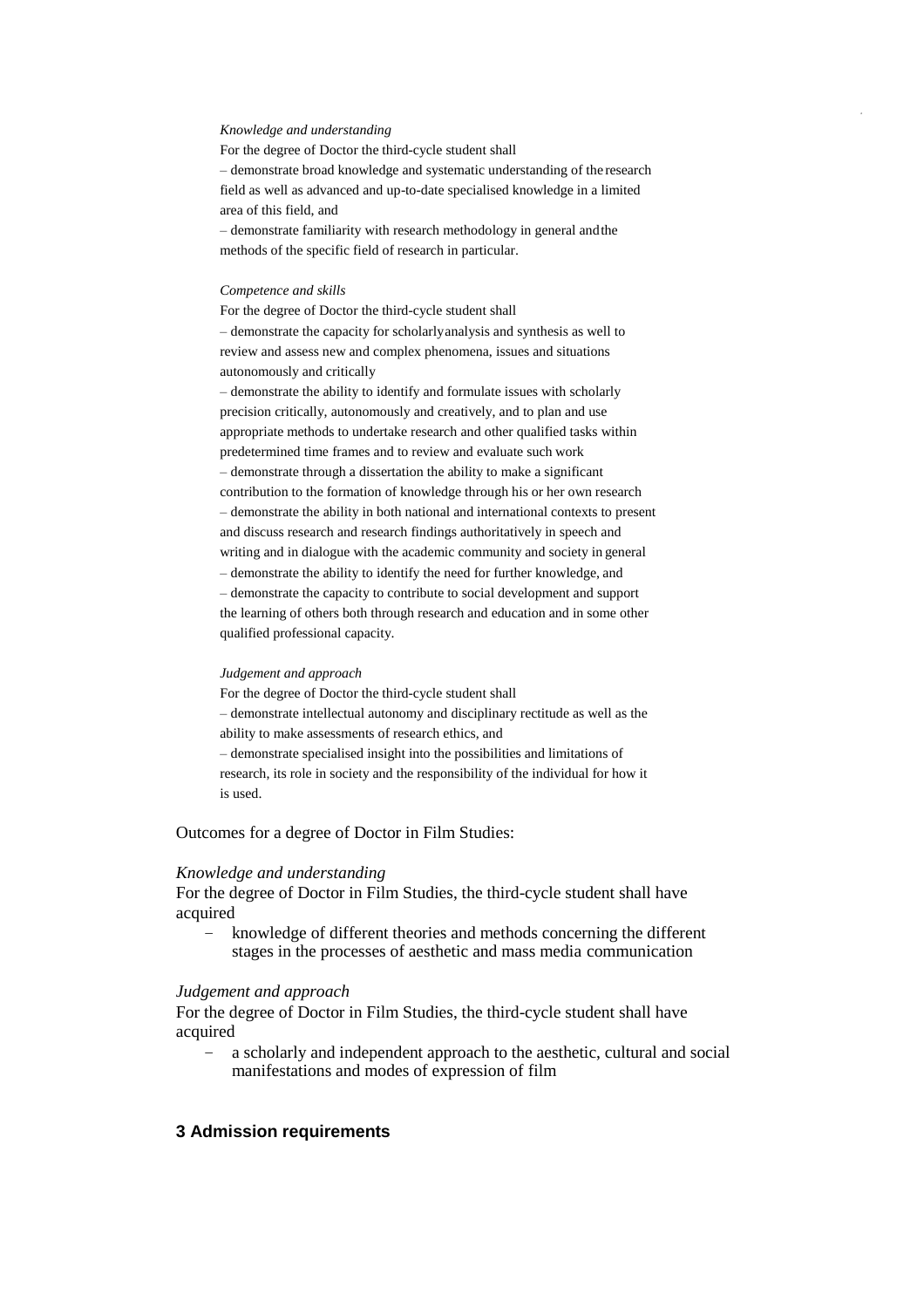*Knowledge and understanding*

For the degree of Doctor the third-cycle student shall

– demonstrate broad knowledge and systematic understanding of the research field as well as advanced and up-to-date specialised knowledge in a limited area of this field, and

– demonstrate familiarity with research methodology in general and the methods of the specific field of research in particular.

*Competence and skills*

For the degree of Doctor the third-cycle student shall

– demonstrate the capacity for scholarly analysis and synthesis as well to review and assess new and complex phenomena, issues and situations autonomously and critically

– demonstrate the ability to identify and formulate issues with scholarly precision critically, autonomously and creatively, and to plan and use appropriate methods to undertake research and other qualified tasks within predetermined time frames and to review and evaluate such work

– demonstrate through a dissertation the ability to make a significant contribution to the formation of knowledge through his or her own research

– demonstrate the ability in both national and international contexts to present and discuss research and research findings authoritatively in speech and writing and in dialogue with the academic community and society in general

– demonstrate the ability to identify the need for further knowledge, and

– demonstrate the capacity to contribute to social development and support the learning of others both through research and education and in some other qualified professional capacity.

*Judgement and approach*

For the degree of Doctor the third-cycle student shall

– demonstrate intellectual autonomy and disciplinary rectitude as well as the ability to make assessments of research ethics, and

– demonstrate specialised insight into the possibilities and limitations of research, its role in society and the responsibility of the individual for how it is used.

Outcomes for a degree of Doctor in Film Studies:

*Knowledge and understanding*

For the degree of Doctor in Film Studies, the third-cycle student shall have acquired

- knowledge of different theories and methods concerning the different stages in the processes of aesthetic and mass media communication

*Judgement and approach*

For the degree of Doctor in Film Studies, the third-cycle student shall have acquired

- a scholarly and independent approach to the aesthetic, cultural and social manifestations and modes of expression of film

## 3 Admission requirements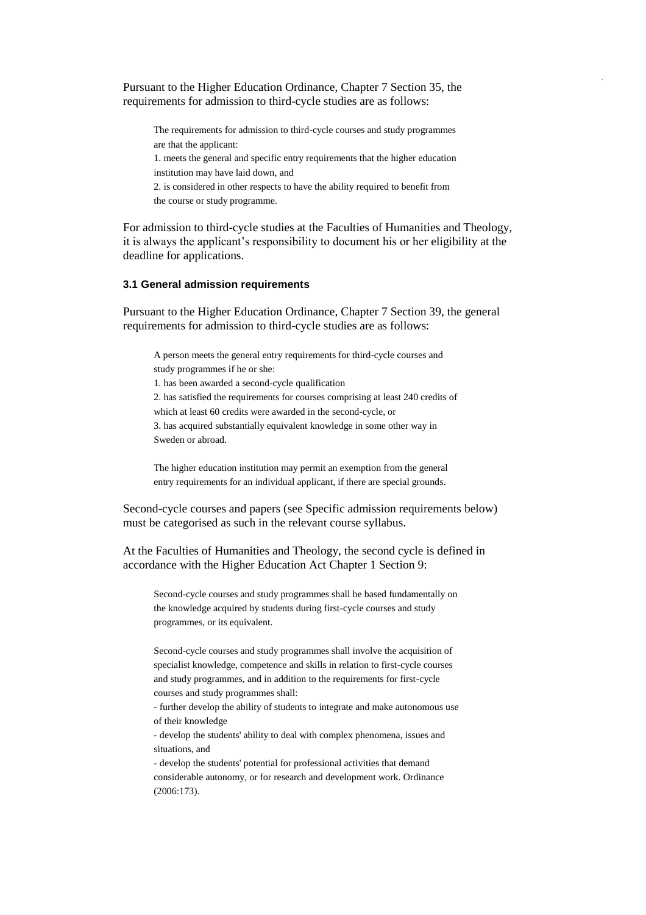Pursuant to the Higher Education Ordinance, Chapter 7 Section 35, the requirements for admission to third-cycle studies are as follows:

> The requirements for admission to third-cycle courses and study programmes are that the applicant:
> 1. meets the general and specific entry requirements that the higher education institution may have laid down, and
> 2. is considered in other respects to have the ability required to benefit from the course or study programme.

For admission to third-cycle studies at the Faculties of Humanities and Theology, it is always the applicant's responsibility to document his or her eligibility at the deadline for applications.

### 3.1 General admission requirements

Pursuant to the Higher Education Ordinance, Chapter 7 Section 39, the general requirements for admission to third-cycle studies are as follows:

> A person meets the general entry requirements for third-cycle courses and study programmes if he or she:
> 1. has been awarded a second-cycle qualification
> 2. has satisfied the requirements for courses comprising at least 240 credits of which at least 60 credits were awarded in the second-cycle, or
> 3. has acquired substantially equivalent knowledge in some other way in Sweden or abroad.
>
> The higher education institution may permit an exemption from the general entry requirements for an individual applicant, if there are special grounds.

Second-cycle courses and papers (see Specific admission requirements below) must be categorised as such in the relevant course syllabus.

At the Faculties of Humanities and Theology, the second cycle is defined in accordance with the Higher Education Act Chapter 1 Section 9:

> Second-cycle courses and study programmes shall be based fundamentally on the knowledge acquired by students during first-cycle courses and study programmes, or its equivalent.
>
> Second-cycle courses and study programmes shall involve the acquisition of specialist knowledge, competence and skills in relation to first-cycle courses and study programmes, and in addition to the requirements for first-cycle courses and study programmes shall:
> - further develop the ability of students to integrate and make autonomous use of their knowledge
> - develop the students' ability to deal with complex phenomena, issues and situations, and
> - develop the students' potential for professional activities that demand considerable autonomy, or for research and development work. Ordinance (2006:173).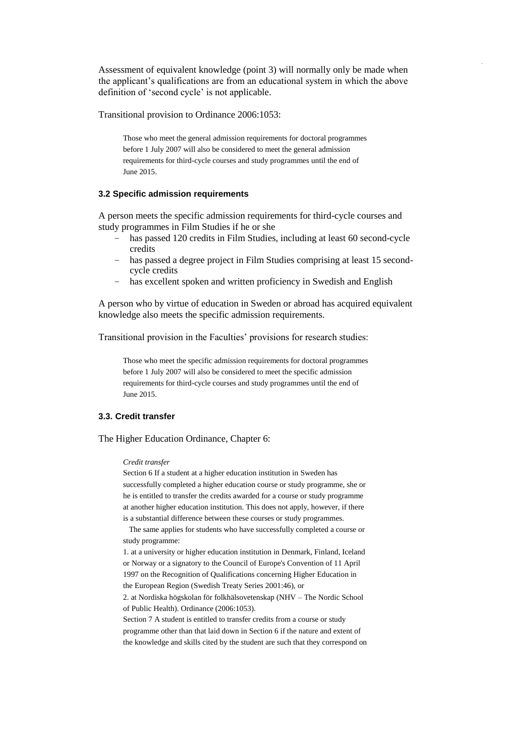Assessment of equivalent knowledge (point 3) will normally only be made when the applicant's qualifications are from an educational system in which the above definition of 'second cycle' is not applicable.

Transitional provision to Ordinance 2006:1053:

> Those who meet the general admission requirements for doctoral programmes before 1 July 2007 will also be considered to meet the general admission requirements for third-cycle courses and study programmes until the end of June 2015.

### 3.2 Specific admission requirements

A person meets the specific admission requirements for third-cycle courses and study programmes in Film Studies if he or she

- has passed 120 credits in Film Studies, including at least 60 second-cycle credits
- has passed a degree project in Film Studies comprising at least 15 second-cycle credits
- has excellent spoken and written proficiency in Swedish and English

A person who by virtue of education in Sweden or abroad has acquired equivalent knowledge also meets the specific admission requirements.

Transitional provision in the Faculties' provisions for research studies:

> Those who meet the specific admission requirements for doctoral programmes before 1 July 2007 will also be considered to meet the specific admission requirements for third-cycle courses and study programmes until the end of June 2015.

### 3.3. Credit transfer

The Higher Education Ordinance, Chapter 6:

> *Credit transfer*
> Section 6 If a student at a higher education institution in Sweden has successfully completed a higher education course or study programme, she or he is entitled to transfer the credits awarded for a course or study programme at another higher education institution. This does not apply, however, if there is a substantial difference between these courses or study programmes.
> The same applies for students who have successfully completed a course or study programme:
> 1. at a university or higher education institution in Denmark, Finland, Iceland or Norway or a signatory to the Council of Europe's Convention of 11 April 1997 on the Recognition of Qualifications concerning Higher Education in the European Region (Swedish Treaty Series 2001:46), or
> 2. at Nordiska högskolan för folkhälsovetenskap (NHV – The Nordic School of Public Health). Ordinance (2006:1053).
> Section 7 A student is entitled to transfer credits from a course or study programme other than that laid down in Section 6 if the nature and extent of the knowledge and skills cited by the student are such that they correspond on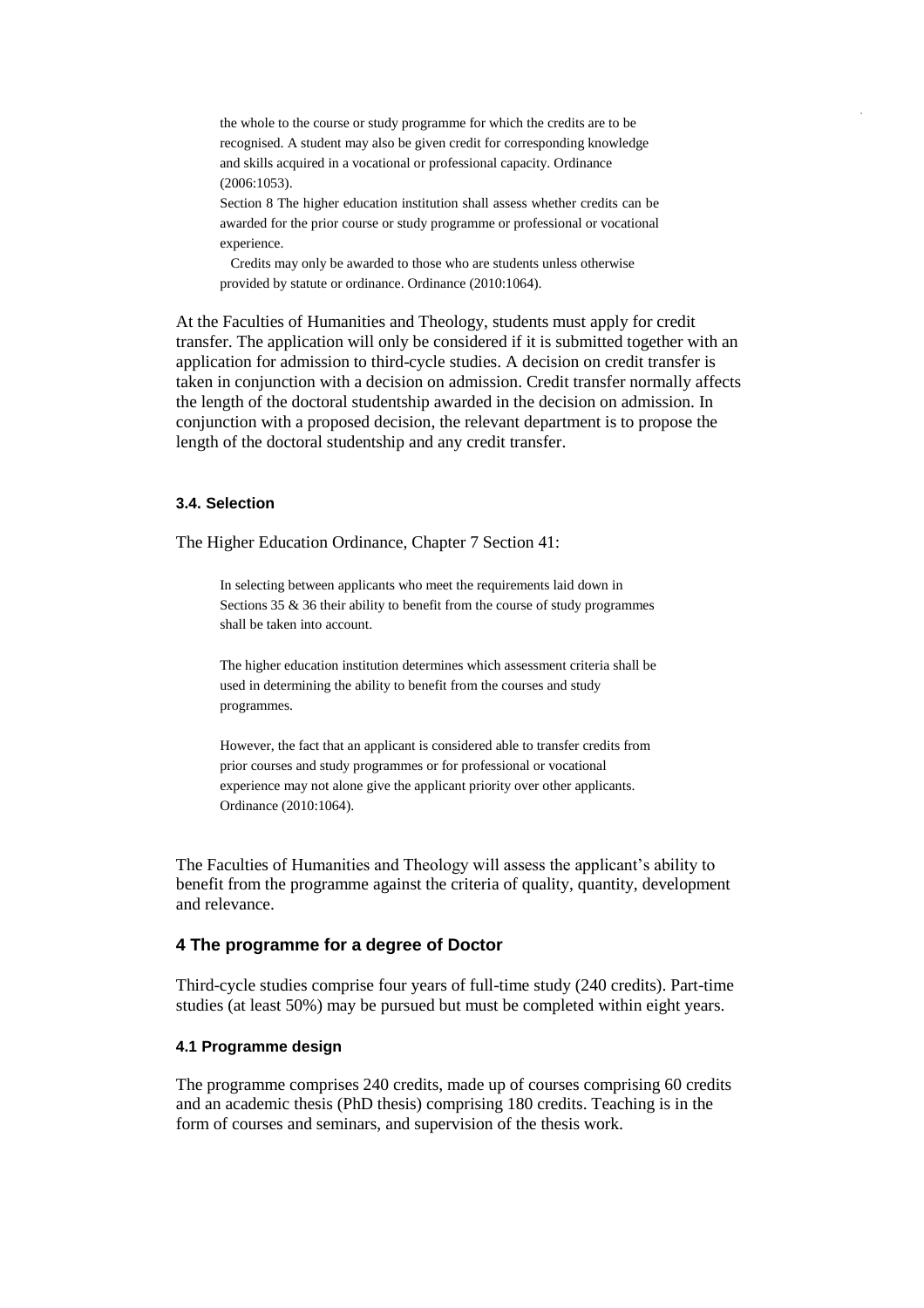> the whole to the course or study programme for which the credits are to be recognised. A student may also be given credit for corresponding knowledge and skills acquired in a vocational or professional capacity. Ordinance (2006:1053).
>
> Section 8 The higher education institution shall assess whether credits can be awarded for the prior course or study programme or professional or vocational experience.
>
> Credits may only be awarded to those who are students unless otherwise provided by statute or ordinance. Ordinance (2010:1064).

At the Faculties of Humanities and Theology, students must apply for credit transfer. The application will only be considered if it is submitted together with an application for admission to third-cycle studies. A decision on credit transfer is taken in conjunction with a decision on admission. Credit transfer normally affects the length of the doctoral studentship awarded in the decision on admission. In conjunction with a proposed decision, the relevant department is to propose the length of the doctoral studentship and any credit transfer.

### 3.4. Selection

The Higher Education Ordinance, Chapter 7 Section 41:

> In selecting between applicants who meet the requirements laid down in Sections 35 & 36 their ability to benefit from the course of study programmes shall be taken into account.
>
> The higher education institution determines which assessment criteria shall be used in determining the ability to benefit from the courses and study programmes.
>
> However, the fact that an applicant is considered able to transfer credits from prior courses and study programmes or for professional or vocational experience may not alone give the applicant priority over other applicants. Ordinance (2010:1064).

The Faculties of Humanities and Theology will assess the applicant's ability to benefit from the programme against the criteria of quality, quantity, development and relevance.

## 4 The programme for a degree of Doctor

Third-cycle studies comprise four years of full-time study (240 credits). Part-time studies (at least 50%) may be pursued but must be completed within eight years.

### 4.1 Programme design

The programme comprises 240 credits, made up of courses comprising 60 credits and an academic thesis (PhD thesis) comprising 180 credits. Teaching is in the form of courses and seminars, and supervision of the thesis work.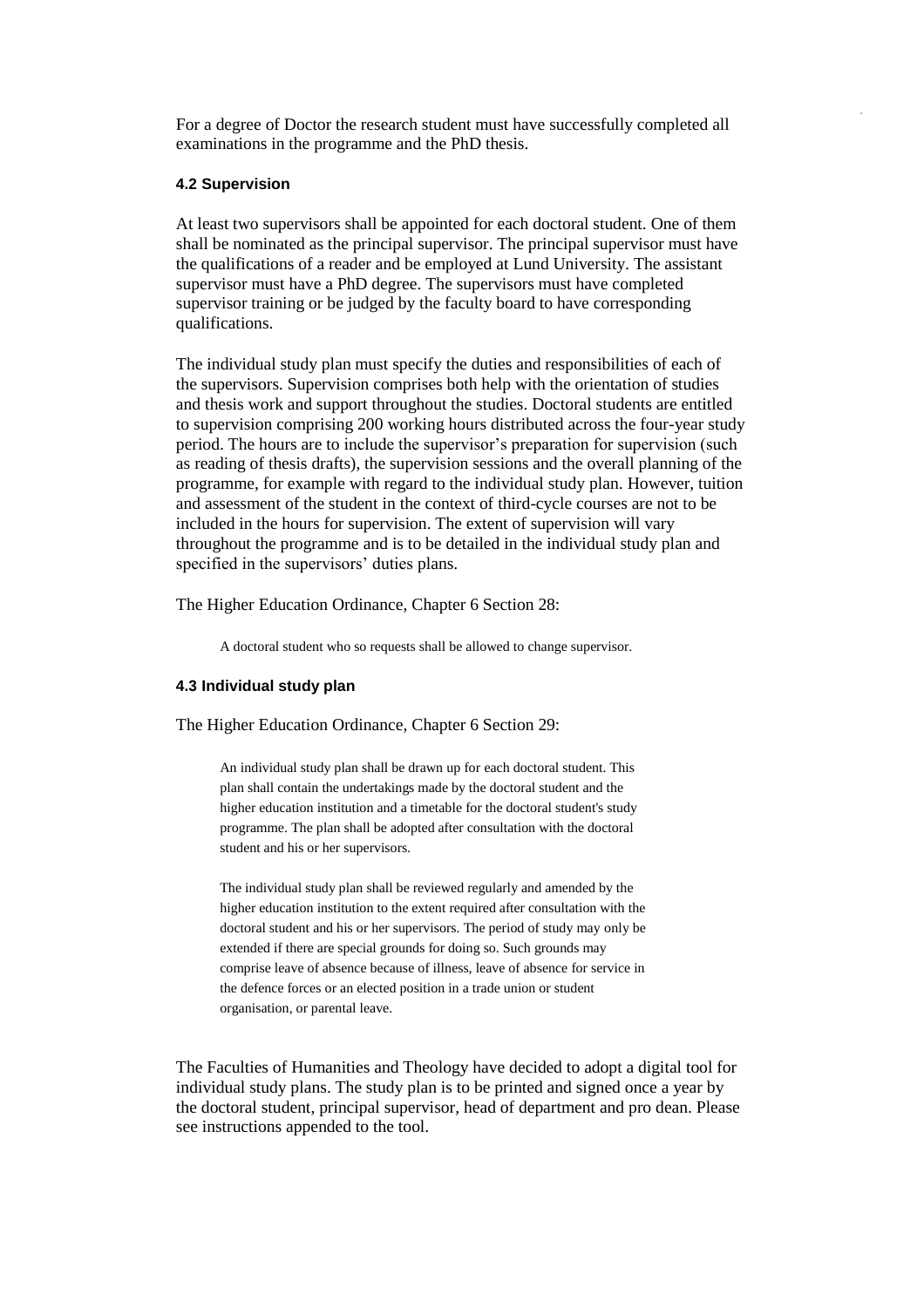For a degree of Doctor the research student must have successfully completed all examinations in the programme and the PhD thesis.

#### 4.2 Supervision

At least two supervisors shall be appointed for each doctoral student. One of them shall be nominated as the principal supervisor. The principal supervisor must have the qualifications of a reader and be employed at Lund University. The assistant supervisor must have a PhD degree. The supervisors must have completed supervisor training or be judged by the faculty board to have corresponding qualifications.

The individual study plan must specify the duties and responsibilities of each of the supervisors. Supervision comprises both help with the orientation of studies and thesis work and support throughout the studies. Doctoral students are entitled to supervision comprising 200 working hours distributed across the four-year study period. The hours are to include the supervisor's preparation for supervision (such as reading of thesis drafts), the supervision sessions and the overall planning of the programme, for example with regard to the individual study plan. However, tuition and assessment of the student in the context of third-cycle courses are not to be included in the hours for supervision. The extent of supervision will vary throughout the programme and is to be detailed in the individual study plan and specified in the supervisors' duties plans.

The Higher Education Ordinance, Chapter 6 Section 28:

> A doctoral student who so requests shall be allowed to change supervisor.

#### 4.3 Individual study plan

The Higher Education Ordinance, Chapter 6 Section 29:

> An individual study plan shall be drawn up for each doctoral student. This plan shall contain the undertakings made by the doctoral student and the higher education institution and a timetable for the doctoral student's study programme. The plan shall be adopted after consultation with the doctoral student and his or her supervisors.
>
> The individual study plan shall be reviewed regularly and amended by the higher education institution to the extent required after consultation with the doctoral student and his or her supervisors. The period of study may only be extended if there are special grounds for doing so. Such grounds may comprise leave of absence because of illness, leave of absence for service in the defence forces or an elected position in a trade union or student organisation, or parental leave.

The Faculties of Humanities and Theology have decided to adopt a digital tool for individual study plans. The study plan is to be printed and signed once a year by the doctoral student, principal supervisor, head of department and pro dean. Please see instructions appended to the tool.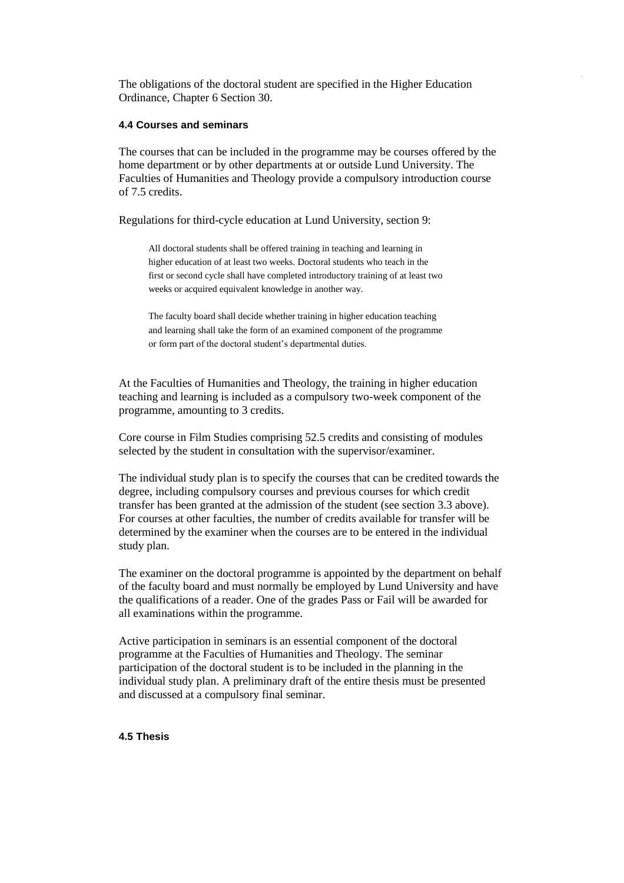The obligations of the doctoral student are specified in the Higher Education Ordinance, Chapter 6 Section 30.

#### 4.4 Courses and seminars

The courses that can be included in the programme may be courses offered by the home department or by other departments at or outside Lund University. The Faculties of Humanities and Theology provide a compulsory introduction course of 7.5 credits.

Regulations for third-cycle education at Lund University, section 9:

> All doctoral students shall be offered training in teaching and learning in higher education of at least two weeks. Doctoral students who teach in the first or second cycle shall have completed introductory training of at least two weeks or acquired equivalent knowledge in another way.
>
> The faculty board shall decide whether training in higher education teaching and learning shall take the form of an examined component of the programme or form part of the doctoral student's departmental duties.

At the Faculties of Humanities and Theology, the training in higher education teaching and learning is included as a compulsory two-week component of the programme, amounting to 3 credits.

Core course in Film Studies comprising 52.5 credits and consisting of modules selected by the student in consultation with the supervisor/examiner.

The individual study plan is to specify the courses that can be credited towards the degree, including compulsory courses and previous courses for which credit transfer has been granted at the admission of the student (see section 3.3 above). For courses at other faculties, the number of credits available for transfer will be determined by the examiner when the courses are to be entered in the individual study plan.

The examiner on the doctoral programme is appointed by the department on behalf of the faculty board and must normally be employed by Lund University and have the qualifications of a reader. One of the grades Pass or Fail will be awarded for all examinations within the programme.

Active participation in seminars is an essential component of the doctoral programme at the Faculties of Humanities and Theology. The seminar participation of the doctoral student is to be included in the planning in the individual study plan. A preliminary draft of the entire thesis must be presented and discussed at a compulsory final seminar.

#### 4.5 Thesis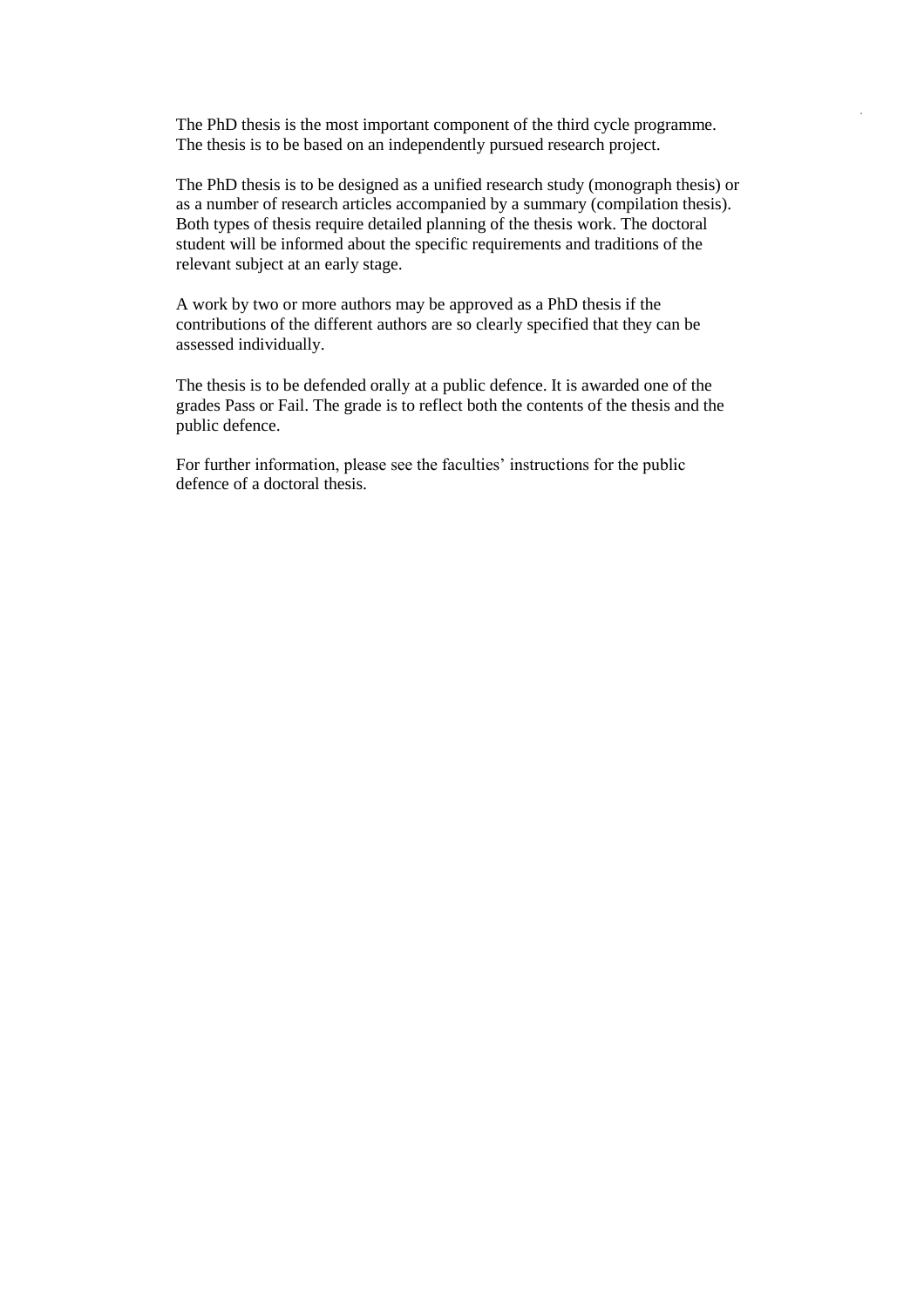The PhD thesis is the most important component of the third cycle programme. The thesis is to be based on an independently pursued research project.

The PhD thesis is to be designed as a unified research study (monograph thesis) or as a number of research articles accompanied by a summary (compilation thesis). Both types of thesis require detailed planning of the thesis work. The doctoral student will be informed about the specific requirements and traditions of the relevant subject at an early stage.

A work by two or more authors may be approved as a PhD thesis if the contributions of the different authors are so clearly specified that they can be assessed individually.

The thesis is to be defended orally at a public defence. It is awarded one of the grades Pass or Fail. The grade is to reflect both the contents of the thesis and the public defence.

For further information, please see the faculties' instructions for the public defence of a doctoral thesis.